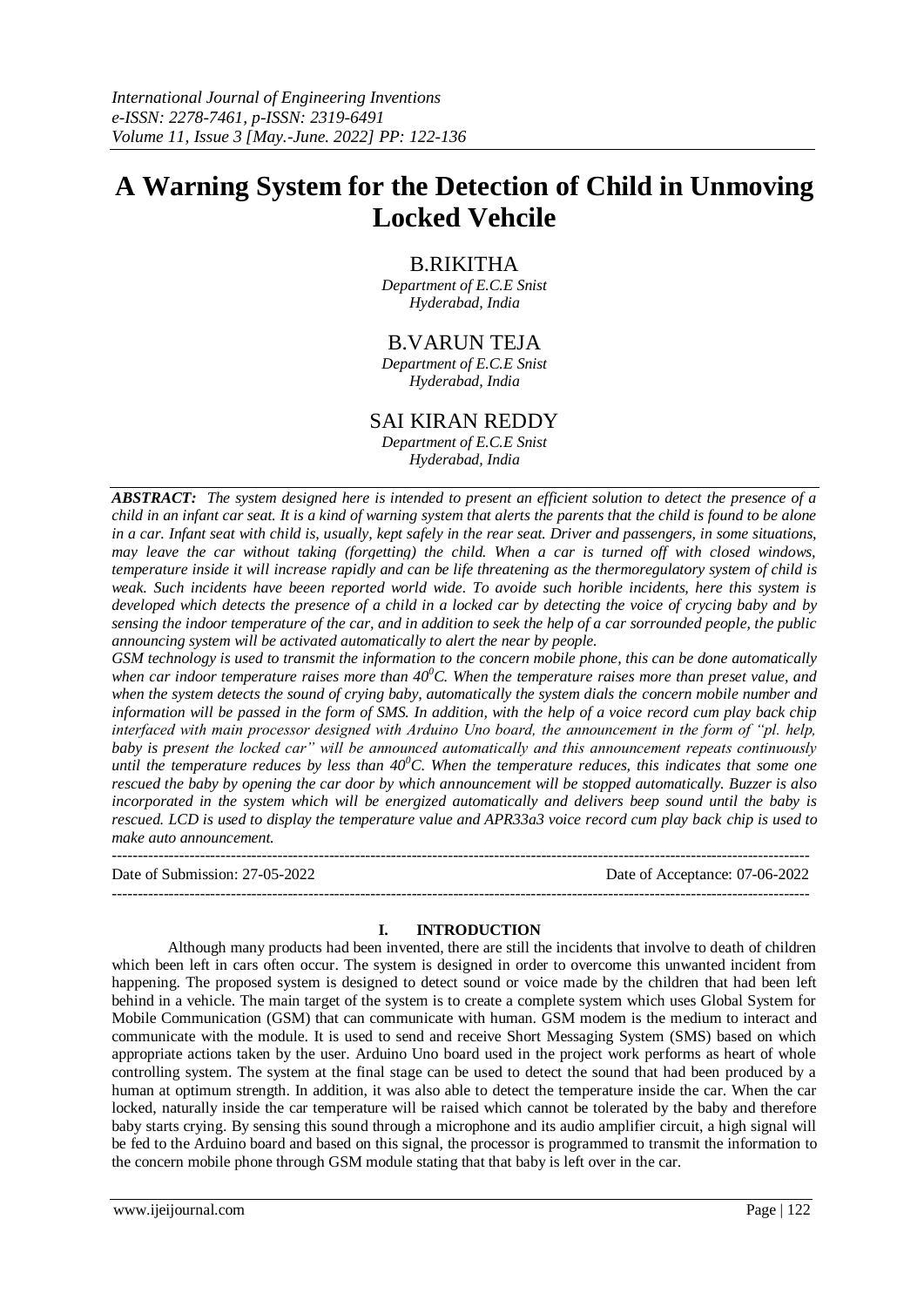# A Warning System for the Detection of Child in Unmoving Locked Vehcile

**B.RIKITHA**
*Department of E.C.E Snist*
*Hyderabad, India*

**B.VARUN TEJA**
*Department of E.C.E Snist*
*Hyderabad, India*

**SAI KIRAN REDDY**
*Department of E.C.E Snist*
*Hyderabad, India*

***ABSTRACT:*** *The system designed here is intended to present an efficient solution to detect the presence of a child in an infant car seat. It is a kind of warning system that alerts the parents that the child is found to be alone in a car. Infant seat with child is, usually, kept safely in the rear seat. Driver and passengers, in some situations, may leave the car without taking (forgetting) the child. When a car is turned off with closed windows, temperature inside it will increase rapidly and can be life threatening as the thermoregulatory system of child is weak. Such incidents have beeen reported world wide. To avoide such horible incidents, here this system is developed which detects the presence of a child in a locked car by detecting the voice of crycing baby and by sensing the indoor temperature of the car, and in addition to seek the help of a car sorrounded people, the public announcing system will be activated automatically to alert the near by people.*

*GSM technology is used to transmit the information to the concern mobile phone, this can be done automatically when car indoor temperature raises more than $40^0C$. When the temperature raises more than preset value, and when the system detects the sound of crying baby, automatically the system dials the concern mobile number and information will be passed in the form of SMS. In addition, with the help of a voice record cum play back chip interfaced with main processor designed with Arduino Uno board, the announcement in the form of "pl. help, baby is present the locked car" will be announced automatically and this announcement repeats continuously until the temperature reduces by less than $40^0C$. When the temperature reduces, this indicates that some one rescued the baby by opening the car door by which announcement will be stopped automatically. Buzzer is also incorporated in the system which will be energized automatically and delivers beep sound until the baby is rescued. LCD is used to display the temperature value and APR33a3 voice record cum play back chip is used to make auto announcement.*

---

Date of Submission: 27-05-2022 Date of Acceptance: 07-06-2022

---

## I. INTRODUCTION

Although many products had been invented, there are still the incidents that involve to death of children which been left in cars often occur. The system is designed in order to overcome this unwanted incident from happening. The proposed system is designed to detect sound or voice made by the children that had been left behind in a vehicle. The main target of the system is to create a complete system which uses Global System for Mobile Communication (GSM) that can communicate with human. GSM modem is the medium to interact and communicate with the module. It is used to send and receive Short Messaging System (SMS) based on which appropriate actions taken by the user. Arduino Uno board used in the project work performs as heart of whole controlling system. The system at the final stage can be used to detect the sound that had been produced by a human at optimum strength. In addition, it was also able to detect the temperature inside the car. When the car locked, naturally inside the car temperature will be raised which cannot be tolerated by the baby and therefore baby starts crying. By sensing this sound through a microphone and its audio amplifier circuit, a high signal will be fed to the Arduino board and based on this signal, the processor is programmed to transmit the information to the concern mobile phone through GSM module stating that that baby is left over in the car.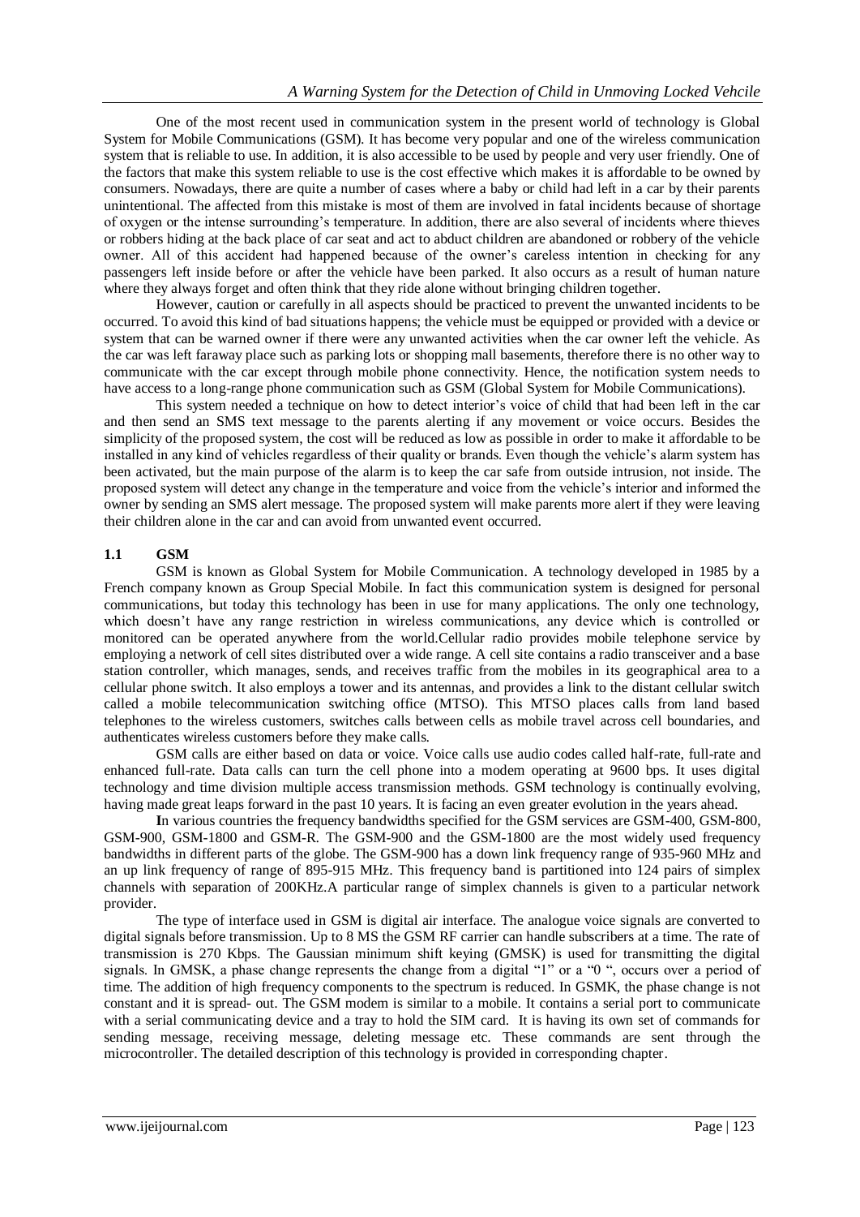One of the most recent used in communication system in the present world of technology is Global System for Mobile Communications (GSM). It has become very popular and one of the wireless communication system that is reliable to use. In addition, it is also accessible to be used by people and very user friendly. One of the factors that make this system reliable to use is the cost effective which makes it is affordable to be owned by consumers. Nowadays, there are quite a number of cases where a baby or child had left in a car by their parents unintentional. The affected from this mistake is most of them are involved in fatal incidents because of shortage of oxygen or the intense surrounding's temperature. In addition, there are also several of incidents where thieves or robbers hiding at the back place of car seat and act to abduct children are abandoned or robbery of the vehicle owner. All of this accident had happened because of the owner's careless intention in checking for any passengers left inside before or after the vehicle have been parked. It also occurs as a result of human nature where they always forget and often think that they ride alone without bringing children together.

However, caution or carefully in all aspects should be practiced to prevent the unwanted incidents to be occurred. To avoid this kind of bad situations happens; the vehicle must be equipped or provided with a device or system that can be warned owner if there were any unwanted activities when the car owner left the vehicle. As the car was left faraway place such as parking lots or shopping mall basements, therefore there is no other way to communicate with the car except through mobile phone connectivity. Hence, the notification system needs to have access to a long-range phone communication such as GSM (Global System for Mobile Communications).

This system needed a technique on how to detect interior's voice of child that had been left in the car and then send an SMS text message to the parents alerting if any movement or voice occurs. Besides the simplicity of the proposed system, the cost will be reduced as low as possible in order to make it affordable to be installed in any kind of vehicles regardless of their quality or brands. Even though the vehicle's alarm system has been activated, but the main purpose of the alarm is to keep the car safe from outside intrusion, not inside. The proposed system will detect any change in the temperature and voice from the vehicle's interior and informed the owner by sending an SMS alert message. The proposed system will make parents more alert if they were leaving their children alone in the car and can avoid from unwanted event occurred.

### 1.1 GSM

GSM is known as Global System for Mobile Communication. A technology developed in 1985 by a French company known as Group Special Mobile. In fact this communication system is designed for personal communications, but today this technology has been in use for many applications. The only one technology, which doesn't have any range restriction in wireless communications, any device which is controlled or monitored can be operated anywhere from the world.Cellular radio provides mobile telephone service by employing a network of cell sites distributed over a wide range. A cell site contains a radio transceiver and a base station controller, which manages, sends, and receives traffic from the mobiles in its geographical area to a cellular phone switch. It also employs a tower and its antennas, and provides a link to the distant cellular switch called a mobile telecommunication switching office (MTSO). This MTSO places calls from land based telephones to the wireless customers, switches calls between cells as mobile travel across cell boundaries, and authenticates wireless customers before they make calls.

GSM calls are either based on data or voice. Voice calls use audio codes called half-rate, full-rate and enhanced full-rate. Data calls can turn the cell phone into a modem operating at 9600 bps. It uses digital technology and time division multiple access transmission methods. GSM technology is continually evolving, having made great leaps forward in the past 10 years. It is facing an even greater evolution in the years ahead.

In various countries the frequency bandwidths specified for the GSM services are GSM-400, GSM-800, GSM-900, GSM-1800 and GSM-R. The GSM-900 and the GSM-1800 are the most widely used frequency bandwidths in different parts of the globe. The GSM-900 has a down link frequency range of 935-960 MHz and an up link frequency of range of 895-915 MHz. This frequency band is partitioned into 124 pairs of simplex channels with separation of 200KHz.A particular range of simplex channels is given to a particular network provider.

The type of interface used in GSM is digital air interface. The analogue voice signals are converted to digital signals before transmission. Up to 8 MS the GSM RF carrier can handle subscribers at a time. The rate of transmission is 270 Kbps. The Gaussian minimum shift keying (GMSK) is used for transmitting the digital signals. In GMSK, a phase change represents the change from a digital "1" or a "0 ", occurs over a period of time. The addition of high frequency components to the spectrum is reduced. In GSMK, the phase change is not constant and it is spread- out. The GSM modem is similar to a mobile. It contains a serial port to communicate with a serial communicating device and a tray to hold the SIM card. It is having its own set of commands for sending message, receiving message, deleting message etc. These commands are sent through the microcontroller. The detailed description of this technology is provided in corresponding chapter.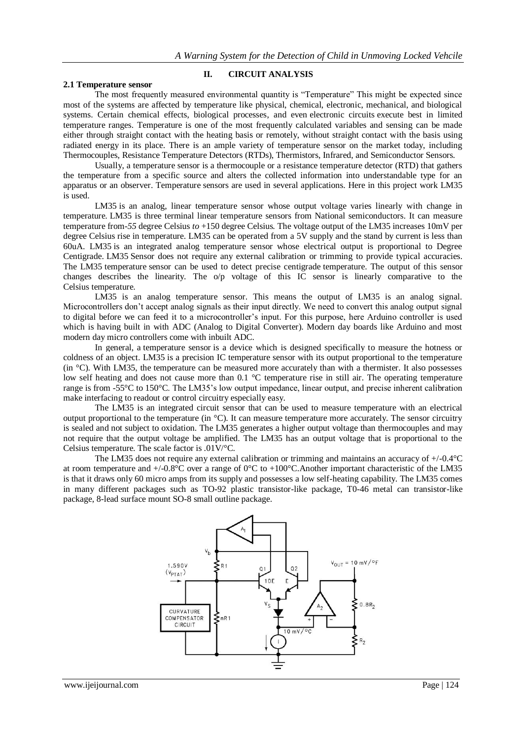## II. CIRCUIT ANALYSIS

### 2.1 Temperature sensor

The most frequently measured environmental quantity is "Temperature" This might be expected since most of the systems are affected by temperature like physical, chemical, electronic, mechanical, and biological systems. Certain chemical effects, biological processes, and even electronic circuits execute best in limited temperature ranges. Temperature is one of the most frequently calculated variables and sensing can be made either through straight contact with the heating basis or remotely, without straight contact with the basis using radiated energy in its place. There is an ample variety of temperature sensor on the market today, including Thermocouples, Resistance Temperature Detectors (RTDs), Thermistors, Infrared, and Semiconductor Sensors.

Usually, a temperature sensor is a thermocouple or a resistance temperature detector (RTD) that gathers the temperature from a specific source and alters the collected information into understandable type for an apparatus or an observer. Temperature sensors are used in several applications. Here in this project work LM35 is used.

LM35 is an analog, linear temperature sensor whose output voltage varies linearly with change in temperature. LM35 is three terminal linear temperature sensors from National semiconductors. It can measure temperature from-*55* degree Celsius *to* +150 degree Celsius. The voltage output of the LM35 increases 10mV per degree Celsius rise in temperature. LM35 can be operated from a 5V supply and the stand by current is less than 60uA. LM35 is an integrated analog temperature sensor whose electrical output is proportional to Degree Centigrade. LM35 Sensor does not require any external calibration or trimming to provide typical accuracies. The LM35 temperature sensor can be used to detect precise centigrade temperature. The output of this sensor changes describes the linearity. The o/p voltage of this IC sensor is linearly comparative to the Celsius temperature.

LM35 is an analog temperature sensor. This means the output of LM35 is an analog signal. Microcontrollers don't accept analog signals as their input directly. We need to convert this analog output signal to digital before we can feed it to a microcontroller's input. For this purpose, here Arduino controller is used which is having built in with ADC (Analog to Digital Converter). Modern day boards like Arduino and most modern day micro controllers come with inbuilt ADC.

In general, a temperature sensor is a device which is designed specifically to measure the hotness or coldness of an object. LM35 is a precision IC temperature sensor with its output proportional to the temperature (in °C). With LM35, the temperature can be measured more accurately than with a thermister. It also possesses low self heating and does not cause more than 0.1 °C temperature rise in still air. The operating temperature range is from -55°C to 150°C. The LM35's low output impedance, linear output, and precise inherent calibration make interfacing to readout or control circuitry especially easy.

The LM35 is an integrated circuit sensor that can be used to measure temperature with an electrical output proportional to the temperature (in °C). It can measure temperature more accurately. The sensor circuitry is sealed and not subject to oxidation. The LM35 generates a higher output voltage than thermocouples and may not require that the output voltage be amplified. The LM35 has an output voltage that is proportional to the Celsius temperature. The scale factor is .01V/°C.

The LM35 does not require any external calibration or trimming and maintains an accuracy of +/-0.4°C at room temperature and +/-0.8°C over a range of 0°C to +100°C.Another important characteristic of the LM35 is that it draws only 60 micro amps from its supply and possesses a low self-heating capability. The LM35 comes in many different packages such as TO-92 plastic transistor-like package, T0-46 metal can transistor-like package, 8-lead surface mount SO-8 small outline package.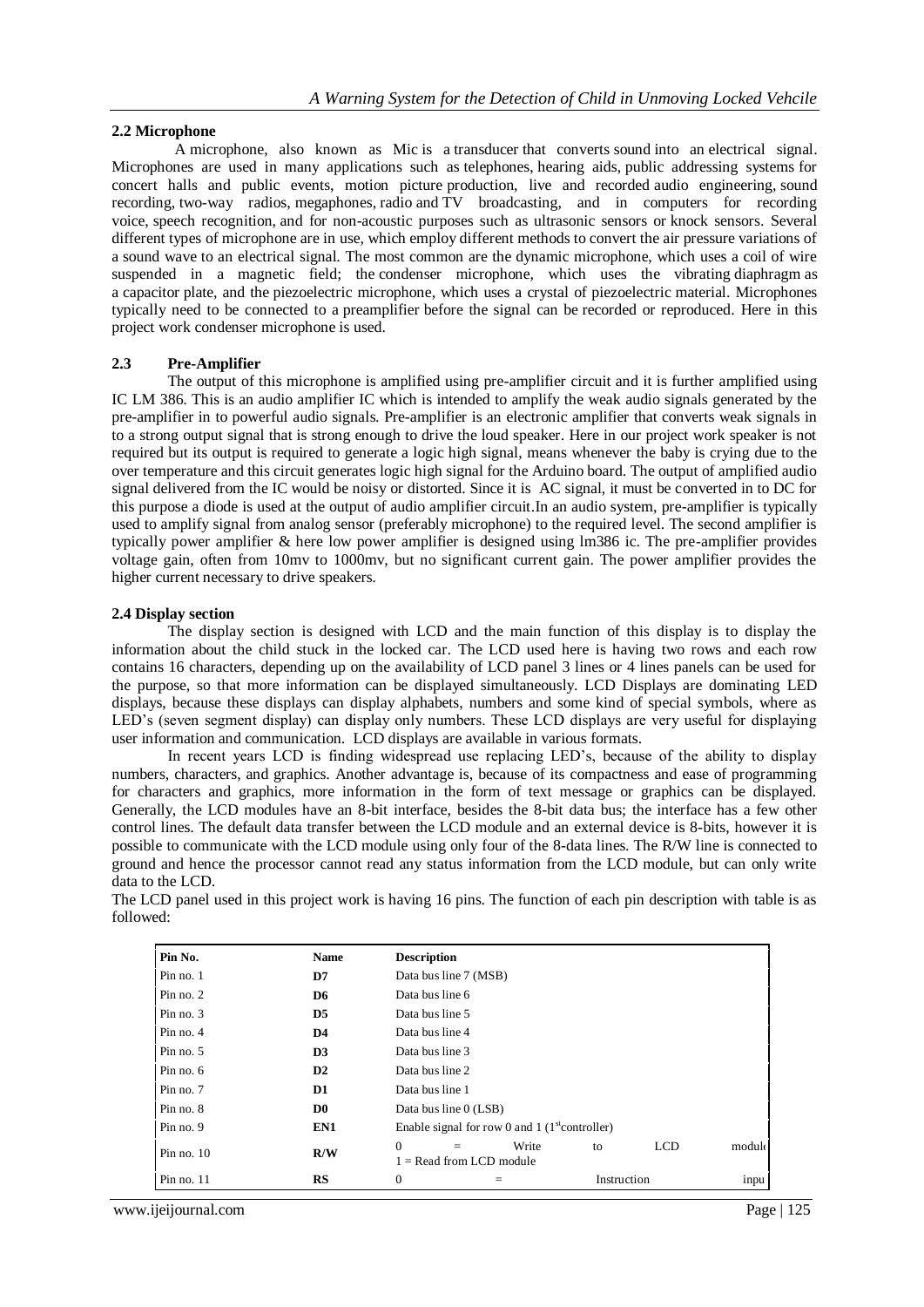### 2.2 Microphone

A microphone, also known as Mic is a transducer that converts sound into an electrical signal. Microphones are used in many applications such as telephones, hearing aids, public addressing systems for concert halls and public events, motion picture production, live and recorded audio engineering, sound recording, two-way radios, megaphones, radio and TV broadcasting, and in computers for recording voice, speech recognition, and for non-acoustic purposes such as ultrasonic sensors or knock sensors. Several different types of microphone are in use, which employ different methods to convert the air pressure variations of a sound wave to an electrical signal. The most common are the dynamic microphone, which uses a coil of wire suspended in a magnetic field; the condenser microphone, which uses the vibrating diaphragm as a capacitor plate, and the piezoelectric microphone, which uses a crystal of piezoelectric material. Microphones typically need to be connected to a preamplifier before the signal can be recorded or reproduced. Here in this project work condenser microphone is used.

### 2.3 Pre-Amplifier

The output of this microphone is amplified using pre-amplifier circuit and it is further amplified using IC LM 386. This is an audio amplifier IC which is intended to amplify the weak audio signals generated by the pre-amplifier in to powerful audio signals. Pre-amplifier is an electronic amplifier that converts weak signals in to a strong output signal that is strong enough to drive the loud speaker. Here in our project work speaker is not required but its output is required to generate a logic high signal, means whenever the baby is crying due to the over temperature and this circuit generates logic high signal for the Arduino board. The output of amplified audio signal delivered from the IC would be noisy or distorted. Since it is AC signal, it must be converted in to DC for this purpose a diode is used at the output of audio amplifier circuit.In an audio system, pre-amplifier is typically used to amplify signal from analog sensor (preferably microphone) to the required level. The second amplifier is typically power amplifier & here low power amplifier is designed using lm386 ic. The pre-amplifier provides voltage gain, often from 10mv to 1000mv, but no significant current gain. The power amplifier provides the higher current necessary to drive speakers.

### 2.4 Display section

The display section is designed with LCD and the main function of this display is to display the information about the child stuck in the locked car. The LCD used here is having two rows and each row contains 16 characters, depending up on the availability of LCD panel 3 lines or 4 lines panels can be used for the purpose, so that more information can be displayed simultaneously. LCD Displays are dominating LED displays, because these displays can display alphabets, numbers and some kind of special symbols, where as LED's (seven segment display) can display only numbers. These LCD displays are very useful for displaying user information and communication. LCD displays are available in various formats.

In recent years LCD is finding widespread use replacing LED's, because of the ability to display numbers, characters, and graphics. Another advantage is, because of its compactness and ease of programming for characters and graphics, more information in the form of text message or graphics can be displayed. Generally, the LCD modules have an 8-bit interface, besides the 8-bit data bus; the interface has a few other control lines. The default data transfer between the LCD module and an external device is 8-bits, however it is possible to communicate with the LCD module using only four of the 8-data lines. The R/W line is connected to ground and hence the processor cannot read any status information from the LCD module, but can only write data to the LCD.

The LCD panel used in this project work is having 16 pins. The function of each pin description with table is as followed:

| Pin No. | Name | Description |
|---|---|---|
| Pin no. 1 | **D7** | Data bus line 7 (MSB) |
| Pin no. 2 | **D6** | Data bus line 6 |
| Pin no. 3 | **D5** | Data bus line 5 |
| Pin no. 4 | **D4** | Data bus line 4 |
| Pin no. 5 | **D3** | Data bus line 3 |
| Pin no. 6 | **D2** | Data bus line 2 |
| Pin no. 7 | **D1** | Data bus line 1 |
| Pin no. 8 | **D0** | Data bus line 0 (LSB) |
| Pin no. 9 | **EN1** | Enable signal for row 0 and 1 (1st controller) |
| Pin no. 10 | **R/W** | 0 = Write to LCD module<br>1 = Read from LCD module |
| Pin no. 11 | **RS** | 0 = Instruction inpu |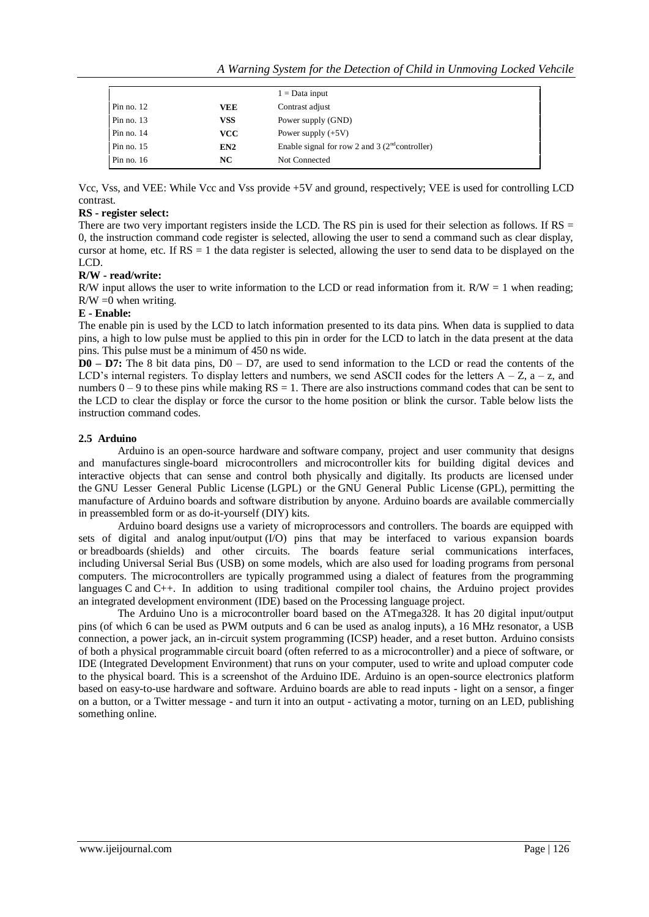|  |  | 1 = Data input |
|---|---|---|
| Pin no. 12 | **VEE** | Contrast adjust |
| Pin no. 13 | **VSS** | Power supply (GND) |
| Pin no. 14 | **VCC** | Power supply (+5V) |
| Pin no. 15 | **EN2** | Enable signal for row 2 and 3 (2nd controller) |
| Pin no. 16 | **NC** | Not Connected |

Vcc, Vss, and VEE: While Vcc and Vss provide +5V and ground, respectively; VEE is used for controlling LCD contrast.

**RS - register select:**

There are two very important registers inside the LCD. The RS pin is used for their selection as follows. If RS = 0, the instruction command code register is selected, allowing the user to send a command such as clear display, cursor at home, etc. If RS = 1 the data register is selected, allowing the user to send data to be displayed on the LCD.

**R/W - read/write:**

R/W input allows the user to write information to the LCD or read information from it. R/W = 1 when reading; R/W =0 when writing.

**E - Enable:**

The enable pin is used by the LCD to latch information presented to its data pins. When data is supplied to data pins, a high to low pulse must be applied to this pin in order for the LCD to latch in the data present at the data pins. This pulse must be a minimum of 450 ns wide.

**D0 – D7:** The 8 bit data pins, D0 – D7, are used to send information to the LCD or read the contents of the LCD's internal registers. To display letters and numbers, we send ASCII codes for the letters A – Z, a – z, and numbers 0 – 9 to these pins while making RS = 1. There are also instructions command codes that can be sent to the LCD to clear the display or force the cursor to the home position or blink the cursor. Table below lists the instruction command codes.

### 2.5 Arduino

Arduino is an open-source hardware and software company, project and user community that designs and manufactures single-board microcontrollers and microcontroller kits for building digital devices and interactive objects that can sense and control both physically and digitally. Its products are licensed under the GNU Lesser General Public License (LGPL) or the GNU General Public License (GPL), permitting the manufacture of Arduino boards and software distribution by anyone. Arduino boards are available commercially in preassembled form or as do-it-yourself (DIY) kits.

Arduino board designs use a variety of microprocessors and controllers. The boards are equipped with sets of digital and analog input/output (I/O) pins that may be interfaced to various expansion boards or breadboards (shields) and other circuits. The boards feature serial communications interfaces, including Universal Serial Bus (USB) on some models, which are also used for loading programs from personal computers. The microcontrollers are typically programmed using a dialect of features from the programming languages C and C++. In addition to using traditional compiler tool chains, the Arduino project provides an integrated development environment (IDE) based on the Processing language project.

The Arduino Uno is a microcontroller board based on the ATmega328. It has 20 digital input/output pins (of which 6 can be used as PWM outputs and 6 can be used as analog inputs), a 16 MHz resonator, a USB connection, a power jack, an in-circuit system programming (ICSP) header, and a reset button. Arduino consists of both a physical programmable circuit board (often referred to as a microcontroller) and a piece of software, or IDE (Integrated Development Environment) that runs on your computer, used to write and upload computer code to the physical board. This is a screenshot of the Arduino IDE. Arduino is an open-source electronics platform based on easy-to-use hardware and software. Arduino boards are able to read inputs - light on a sensor, a finger on a button, or a Twitter message - and turn it into an output - activating a motor, turning on an LED, publishing something online.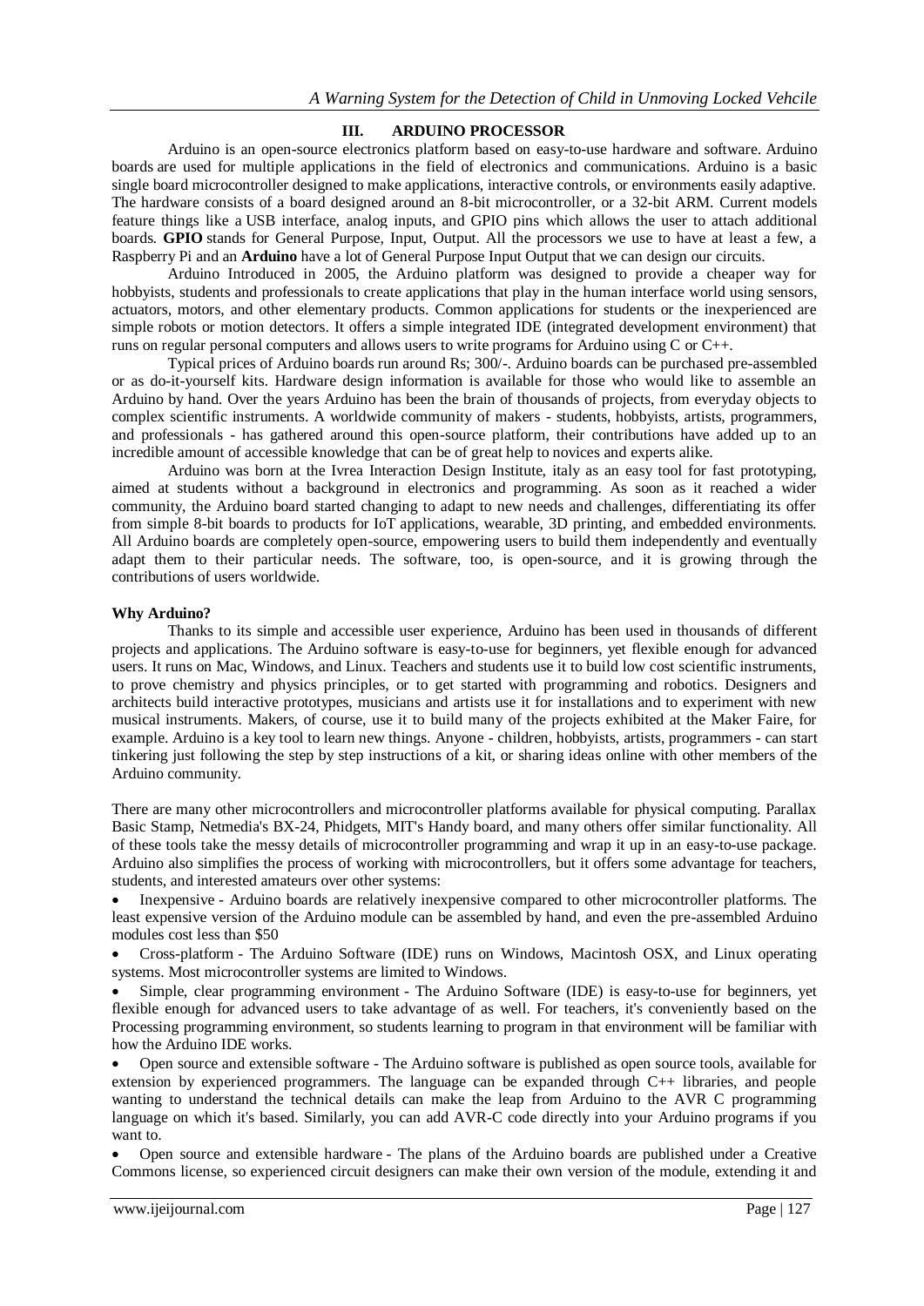## III. ARDUINO PROCESSOR

Arduino is an open-source electronics platform based on easy-to-use hardware and software. Arduino boards are used for multiple applications in the field of electronics and communications. Arduino is a basic single board microcontroller designed to make applications, interactive controls, or environments easily adaptive. The hardware consists of a board designed around an 8-bit microcontroller, or a 32-bit ARM. Current models feature things like a USB interface, analog inputs, and GPIO pins which allows the user to attach additional boards. **GPIO** stands for General Purpose, Input, Output. All the processors we use to have at least a few, a Raspberry Pi and an **Arduino** have a lot of General Purpose Input Output that we can design our circuits.

Arduino Introduced in 2005, the Arduino platform was designed to provide a cheaper way for hobbyists, students and professionals to create applications that play in the human interface world using sensors, actuators, motors, and other elementary products. Common applications for students or the inexperienced are simple robots or motion detectors. It offers a simple integrated IDE (integrated development environment) that runs on regular personal computers and allows users to write programs for Arduino using C or C++.

Typical prices of Arduino boards run around Rs; 300/-. Arduino boards can be purchased pre-assembled or as do-it-yourself kits. Hardware design information is available for those who would like to assemble an Arduino by hand. Over the years Arduino has been the brain of thousands of projects, from everyday objects to complex scientific instruments. A worldwide community of makers - students, hobbyists, artists, programmers, and professionals - has gathered around this open-source platform, their contributions have added up to an incredible amount of accessible knowledge that can be of great help to novices and experts alike.

Arduino was born at the Ivrea Interaction Design Institute, italy as an easy tool for fast prototyping, aimed at students without a background in electronics and programming. As soon as it reached a wider community, the Arduino board started changing to adapt to new needs and challenges, differentiating its offer from simple 8-bit boards to products for IoT applications, wearable, 3D printing, and embedded environments. All Arduino boards are completely open-source, empowering users to build them independently and eventually adapt them to their particular needs. The software, too, is open-source, and it is growing through the contributions of users worldwide.

**Why Arduino?**

Thanks to its simple and accessible user experience, Arduino has been used in thousands of different projects and applications. The Arduino software is easy-to-use for beginners, yet flexible enough for advanced users. It runs on Mac, Windows, and Linux. Teachers and students use it to build low cost scientific instruments, to prove chemistry and physics principles, or to get started with programming and robotics. Designers and architects build interactive prototypes, musicians and artists use it for installations and to experiment with new musical instruments. Makers, of course, use it to build many of the projects exhibited at the Maker Faire, for example. Arduino is a key tool to learn new things. Anyone - children, hobbyists, artists, programmers - can start tinkering just following the step by step instructions of a kit, or sharing ideas online with other members of the Arduino community.

There are many other microcontrollers and microcontroller platforms available for physical computing. Parallax Basic Stamp, Netmedia's BX-24, Phidgets, MIT's Handy board, and many others offer similar functionality. All of these tools take the messy details of microcontroller programming and wrap it up in an easy-to-use package. Arduino also simplifies the process of working with microcontrollers, but it offers some advantage for teachers, students, and interested amateurs over other systems:

- Inexpensive - Arduino boards are relatively inexpensive compared to other microcontroller platforms. The least expensive version of the Arduino module can be assembled by hand, and even the pre-assembled Arduino modules cost less than $50
- Cross-platform - The Arduino Software (IDE) runs on Windows, Macintosh OSX, and Linux operating systems. Most microcontroller systems are limited to Windows.
- Simple, clear programming environment - The Arduino Software (IDE) is easy-to-use for beginners, yet flexible enough for advanced users to take advantage of as well. For teachers, it's conveniently based on the Processing programming environment, so students learning to program in that environment will be familiar with how the Arduino IDE works.
- Open source and extensible software - The Arduino software is published as open source tools, available for extension by experienced programmers. The language can be expanded through C++ libraries, and people wanting to understand the technical details can make the leap from Arduino to the AVR C programming language on which it's based. Similarly, you can add AVR-C code directly into your Arduino programs if you want to.
- Open source and extensible hardware - The plans of the Arduino boards are published under a Creative Commons license, so experienced circuit designers can make their own version of the module, extending it and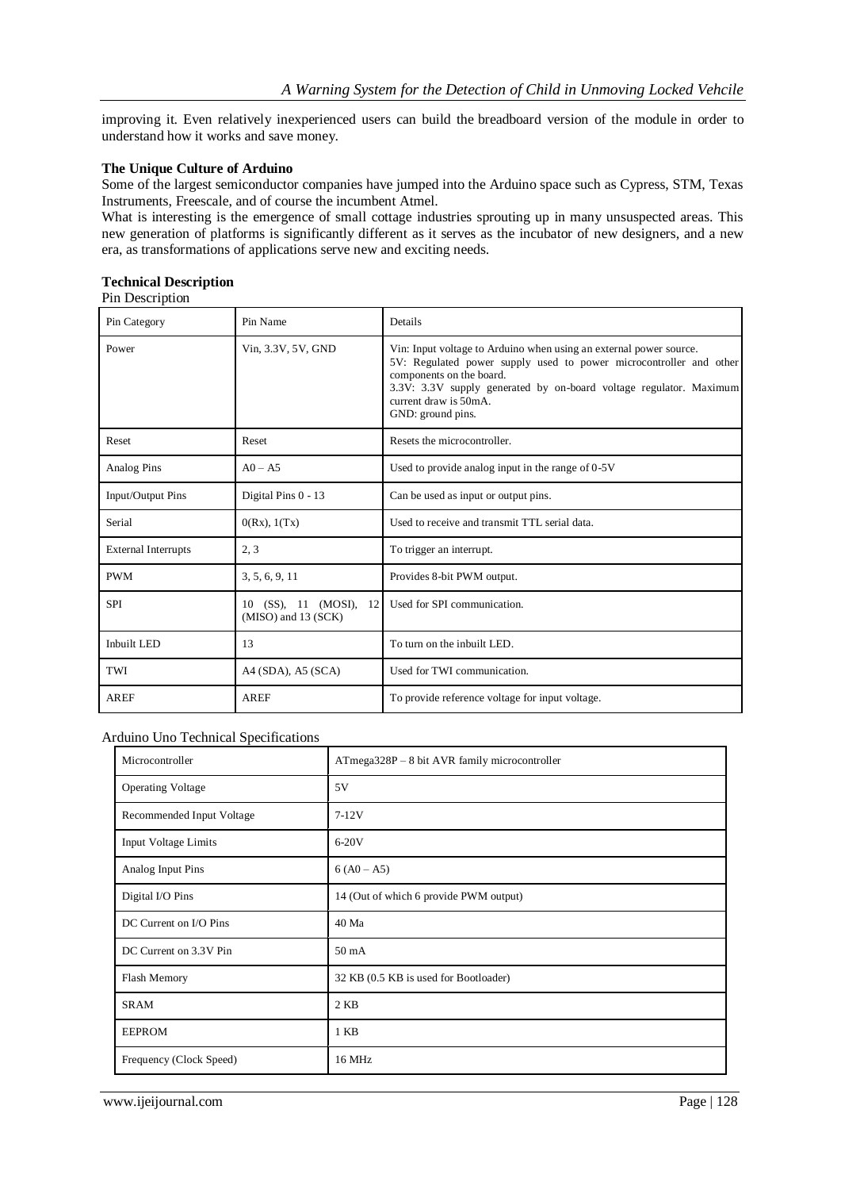improving it. Even relatively inexperienced users can build the breadboard version of the module in order to understand how it works and save money.

**The Unique Culture of Arduino**

Some of the largest semiconductor companies have jumped into the Arduino space such as Cypress, STM, Texas Instruments, Freescale, and of course the incumbent Atmel.

What is interesting is the emergence of small cottage industries sprouting up in many unsuspected areas. This new generation of platforms is significantly different as it serves as the incubator of new designers, and a new era, as transformations of applications serve new and exciting needs.

**Technical Description**

Pin Description

| Pin Category | Pin Name | Details |
|---|---|---|
| Power | Vin, 3.3V, 5V, GND | Vin: Input voltage to Arduino when using an external power source.<br>5V: Regulated power supply used to power microcontroller and other components on the board.<br>3.3V: 3.3V supply generated by on-board voltage regulator. Maximum current draw is 50mA.<br>GND: ground pins. |
| Reset | Reset | Resets the microcontroller. |
| Analog Pins | A0 – A5 | Used to provide analog input in the range of 0-5V |
| Input/Output Pins | Digital Pins 0 - 13 | Can be used as input or output pins. |
| Serial | 0(Rx), 1(Tx) | Used to receive and transmit TTL serial data. |
| External Interrupts | 2, 3 | To trigger an interrupt. |
| PWM | 3, 5, 6, 9, 11 | Provides 8-bit PWM output. |
| SPI | 10 (SS), 11 (MOSI), 12 (MISO) and 13 (SCK) | Used for SPI communication. |
| Inbuilt LED | 13 | To turn on the inbuilt LED. |
| TWI | A4 (SDA), A5 (SCA) | Used for TWI communication. |
| AREF | AREF | To provide reference voltage for input voltage. |

Arduino Uno Technical Specifications

| Microcontroller | ATmega328P – 8 bit AVR family microcontroller |
|---|---|
| Operating Voltage | 5V |
| Recommended Input Voltage | 7-12V |
| Input Voltage Limits | 6-20V |
| Analog Input Pins | 6 (A0 – A5) |
| Digital I/O Pins | 14 (Out of which 6 provide PWM output) |
| DC Current on I/O Pins | 40 Ma |
| DC Current on 3.3V Pin | 50 mA |
| Flash Memory | 32 KB (0.5 KB is used for Bootloader) |
| SRAM | 2 KB |
| EEPROM | 1 KB |
| Frequency (Clock Speed) | 16 MHz |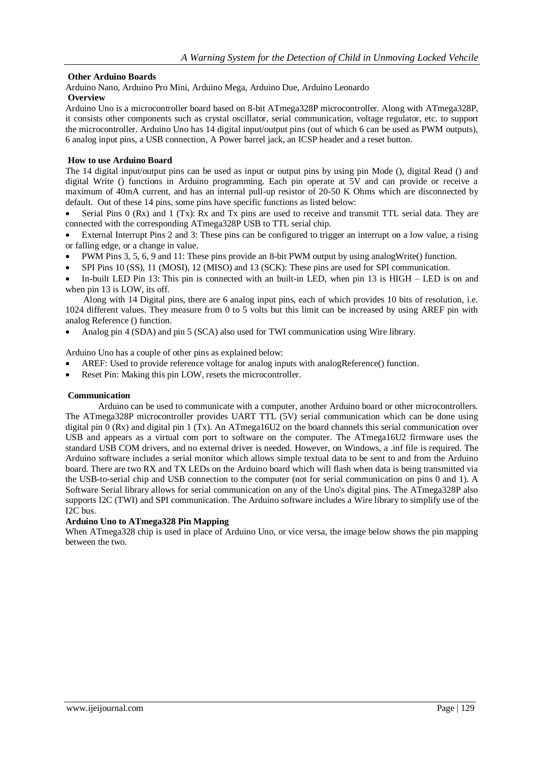**Other Arduino Boards**

Arduino Nano, Arduino Pro Mini, Arduino Mega, Arduino Due, Arduino Leonardo

**Overview**

Arduino Uno is a microcontroller board based on 8-bit ATmega328P microcontroller. Along with ATmega328P, it consists other components such as crystal oscillator, serial communication, voltage regulator, etc. to support the microcontroller. Arduino Uno has 14 digital input/output pins (out of which 6 can be used as PWM outputs), 6 analog input pins, a USB connection, A Power barrel jack, an ICSP header and a reset button.

**How to use Arduino Board**

The 14 digital input/output pins can be used as input or output pins by using pin Mode (), digital Read () and digital Write () functions in Arduino programming. Each pin operate at 5V and can provide or receive a maximum of 40mA current, and has an internal pull-up resistor of 20-50 K Ohms which are disconnected by default. Out of these 14 pins, some pins have specific functions as listed below:

- Serial Pins 0 (Rx) and 1 (Tx): Rx and Tx pins are used to receive and transmit TTL serial data. They are connected with the corresponding ATmega328P USB to TTL serial chip.
- External Interrupt Pins 2 and 3: These pins can be configured to trigger an interrupt on a low value, a rising or falling edge, or a change in value.
- PWM Pins 3, 5, 6, 9 and 11: These pins provide an 8-bit PWM output by using analogWrite() function.
- SPI Pins 10 (SS), 11 (MOSI), 12 (MISO) and 13 (SCK): These pins are used for SPI communication.
- In-built LED Pin 13: This pin is connected with an built-in LED, when pin 13 is HIGH – LED is on and when pin 13 is LOW, its off.

Along with 14 Digital pins, there are 6 analog input pins, each of which provides 10 bits of resolution, i.e. 1024 different values. They measure from 0 to 5 volts but this limit can be increased by using AREF pin with analog Reference () function.

- Analog pin 4 (SDA) and pin 5 (SCA) also used for TWI communication using Wire library.

Arduino Uno has a couple of other pins as explained below:

- AREF: Used to provide reference voltage for analog inputs with analogReference() function.
- Reset Pin: Making this pin LOW, resets the microcontroller.

**Communication**

Arduino can be used to communicate with a computer, another Arduino board or other microcontrollers. The ATmega328P microcontroller provides UART TTL (5V) serial communication which can be done using digital pin 0 (Rx) and digital pin 1 (Tx). An ATmega16U2 on the board channels this serial communication over USB and appears as a virtual com port to software on the computer. The ATmega16U2 firmware uses the standard USB COM drivers, and no external driver is needed. However, on Windows, a .inf file is required. The Arduino software includes a serial monitor which allows simple textual data to be sent to and from the Arduino board. There are two RX and TX LEDs on the Arduino board which will flash when data is being transmitted via the USB-to-serial chip and USB connection to the computer (not for serial communication on pins 0 and 1). A Software Serial library allows for serial communication on any of the Uno's digital pins. The ATmega328P also supports I2C (TWI) and SPI communication. The Arduino software includes a Wire library to simplify use of the I2C bus.

**Arduino Uno to ATmega328 Pin Mapping**

When ATmega328 chip is used in place of Arduino Uno, or vice versa, the image below shows the pin mapping between the two.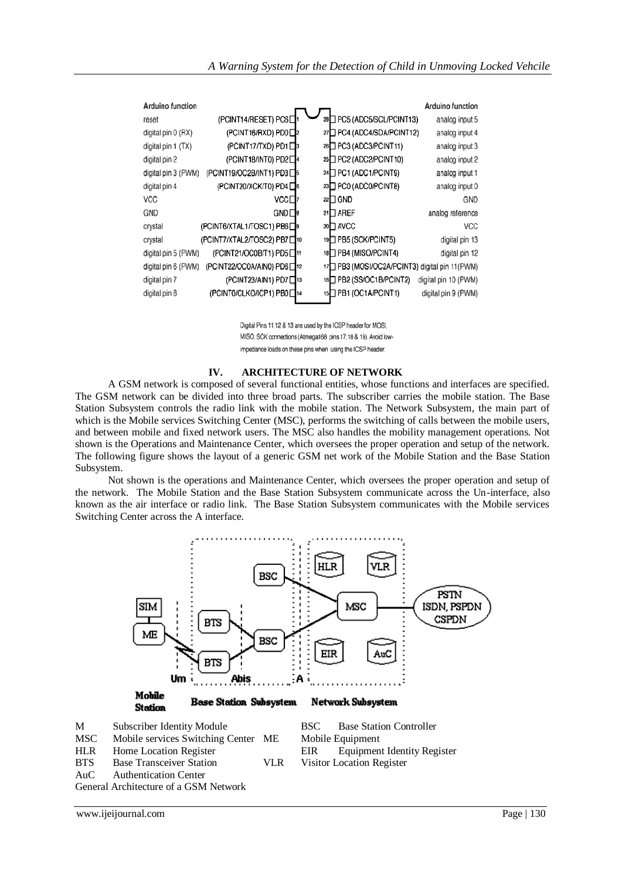| Arduino function | | | | | Arduino function |
|---|---|---|---|---|---|
| reset | (PCINT14/RESET) PC6 | 1 | 28 | PC5 (ADC5/SCL/PCINT13) | analog input 5 |
| digital pin 0 (RX) | (PCINT16/RXD) PD0 | 2 | 27 | PC4 (ADC4/SDA/PCINT12) | analog input 4 |
| digital pin 1 (TX) | (PCINT17/TXD) PD1 | 3 | 26 | PC3 (ADC3/PCINT11) | analog input 3 |
| digital pin 2 | (PCINT18/INT0) PD2 | 4 | 25 | PC2 (ADC2/PCINT10) | analog input 2 |
| digital pin 3 (PWM) | (PCINT19/OC2B/INT1) PD3 | 5 | 24 | PC1 (ADC1/PCINT9) | analog input 1 |
| digital pin 4 | (PCINT20/XCK/T0) PD4 | 6 | 23 | PC0 (ADC0/PCINT8) | analog input 0 |
| VCC | VCC | 7 | 22 | GND | GND |
| GND | GND | 8 | 21 | AREF | analog reference |
| crystal | (PCINT6/XTAL1/TOSC1) PB6 | 9 | 20 | AVCC | VCC |
| crystal | (PCINT7/XTAL2/TOSC2) PB7 | 10 | 19 | PB5 (SCK/PCINT5) | digital pin 13 |
| digital pin 5 (PWM) | (PCINT21/OC0B/T1) PD5 | 11 | 18 | PB4 (MISO/PCINT4) | digital pin 12 |
| digital pin 6 (PWM) | (PCINT22/OC0A/AIN0) PD6 | 12 | 17 | PB3 (MOSI/OC2A/PCINT3) | digital pin 11(PWM) |
| digital pin 7 | (PCINT23/AIN1) PD7 | 13 | 16 | PB2 (SS/OC1B/PCINT2) | digital pin 10 (PWM) |
| digital pin 8 | (PCINT0/CLKO/ICP1) PB0 | 14 | 15 | PB1 (OC1A/PCINT1) | digital pin 9 (PWM) |

Digital Pins 11,12 & 13 are used by the ICSP header for MOSI, MISO, SCK connections (Atmega168 pins 17,18 & 19). Avoid low-impedance loads on these pins when using the ICSP header.

## IV. ARCHITECTURE OF NETWORK

A GSM network is composed of several functional entities, whose functions and interfaces are specified. The GSM network can be divided into three broad parts. The subscriber carries the mobile station. The Base Station Subsystem controls the radio link with the mobile station. The Network Subsystem, the main part of which is the Mobile services Switching Center (MSC), performs the switching of calls between the mobile users, and between mobile and fixed network users. The MSC also handles the mobility management operations. Not shown is the Operations and Maintenance Center, which oversees the proper operation and setup of the network. The following figure shows the layout of a generic GSM net work of the Mobile Station and the Base Station Subsystem.

Not shown is the operations and Maintenance Center, which oversees the proper operation and setup of the network. The Mobile Station and the Base Station Subsystem communicate across the Un-interface, also known as the air interface or radio link. The Base Station Subsystem communicates with the Mobile services Switching Center across the A interface.

SIM, ME, BTS, BTS, BSC, BSC, HLR, VLR, MSC, EIR, AuC, PSTN ISDN, PSPDN CSPDN, Um, Abis, A

Mobile Station — Base Station Subsystem — Network Subsystem

| | | | |
|---|---|---|---|
| M | Subscriber Identity Module | BSC | Base Station Controller |
| MSC | Mobile services Switching Center | ME | Mobile Equipment |
| HLR | Home Location Register | EIR | Equipment Identity Register |
| BTS | Base Transceiver Station | VLR | Visitor Location Register |
| AuC | Authentication Center | | |

General Architecture of a GSM Network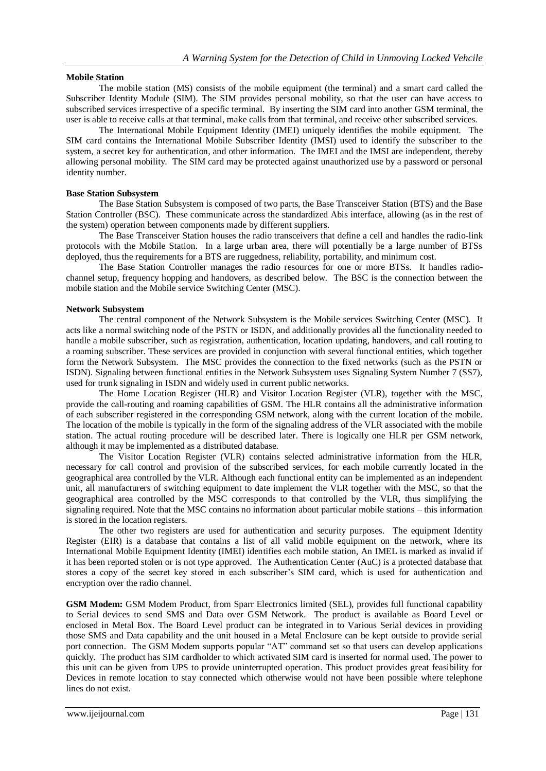**Mobile Station**

The mobile station (MS) consists of the mobile equipment (the terminal) and a smart card called the Subscriber Identity Module (SIM). The SIM provides personal mobility, so that the user can have access to subscribed services irrespective of a specific terminal. By inserting the SIM card into another GSM terminal, the user is able to receive calls at that terminal, make calls from that terminal, and receive other subscribed services.

The International Mobile Equipment Identity (IMEI) uniquely identifies the mobile equipment. The SIM card contains the International Mobile Subscriber Identity (IMSI) used to identify the subscriber to the system, a secret key for authentication, and other information. The IMEI and the IMSI are independent, thereby allowing personal mobility. The SIM card may be protected against unauthorized use by a password or personal identity number.

**Base Station Subsystem**

The Base Station Subsystem is composed of two parts, the Base Transceiver Station (BTS) and the Base Station Controller (BSC). These communicate across the standardized Abis interface, allowing (as in the rest of the system) operation between components made by different suppliers.

The Base Transceiver Station houses the radio transceivers that define a cell and handles the radio-link protocols with the Mobile Station. In a large urban area, there will potentially be a large number of BTSs deployed, thus the requirements for a BTS are ruggedness, reliability, portability, and minimum cost.

The Base Station Controller manages the radio resources for one or more BTSs. It handles radio-channel setup, frequency hopping and handovers, as described below. The BSC is the connection between the mobile station and the Mobile service Switching Center (MSC).

**Network Subsystem**

The central component of the Network Subsystem is the Mobile services Switching Center (MSC). It acts like a normal switching node of the PSTN or ISDN, and additionally provides all the functionality needed to handle a mobile subscriber, such as registration, authentication, location updating, handovers, and call routing to a roaming subscriber. These services are provided in conjunction with several functional entities, which together form the Network Subsystem. The MSC provides the connection to the fixed networks (such as the PSTN or ISDN). Signaling between functional entities in the Network Subsystem uses Signaling System Number 7 (SS7), used for trunk signaling in ISDN and widely used in current public networks.

The Home Location Register (HLR) and Visitor Location Register (VLR), together with the MSC, provide the call-routing and roaming capabilities of GSM. The HLR contains all the administrative information of each subscriber registered in the corresponding GSM network, along with the current location of the mobile. The location of the mobile is typically in the form of the signaling address of the VLR associated with the mobile station. The actual routing procedure will be described later. There is logically one HLR per GSM network, although it may be implemented as a distributed database.

The Visitor Location Register (VLR) contains selected administrative information from the HLR, necessary for call control and provision of the subscribed services, for each mobile currently located in the geographical area controlled by the VLR. Although each functional entity can be implemented as an independent unit, all manufacturers of switching equipment to date implement the VLR together with the MSC, so that the geographical area controlled by the MSC corresponds to that controlled by the VLR, thus simplifying the signaling required. Note that the MSC contains no information about particular mobile stations – this information is stored in the location registers.

The other two registers are used for authentication and security purposes. The equipment Identity Register (EIR) is a database that contains a list of all valid mobile equipment on the network, where its International Mobile Equipment Identity (IMEI) identifies each mobile station, An IMEL is marked as invalid if it has been reported stolen or is not type approved. The Authentication Center (AuC) is a protected database that stores a copy of the secret key stored in each subscriber's SIM card, which is used for authentication and encryption over the radio channel.

**GSM Modem:** GSM Modem Product, from Sparr Electronics limited (SEL), provides full functional capability to Serial devices to send SMS and Data over GSM Network. The product is available as Board Level or enclosed in Metal Box. The Board Level product can be integrated in to Various Serial devices in providing those SMS and Data capability and the unit housed in a Metal Enclosure can be kept outside to provide serial port connection. The GSM Modem supports popular "AT" command set so that users can develop applications quickly. The product has SIM cardholder to which activated SIM card is inserted for normal used. The power to this unit can be given from UPS to provide uninterrupted operation. This product provides great feasibility for Devices in remote location to stay connected which otherwise would not have been possible where telephone lines do not exist.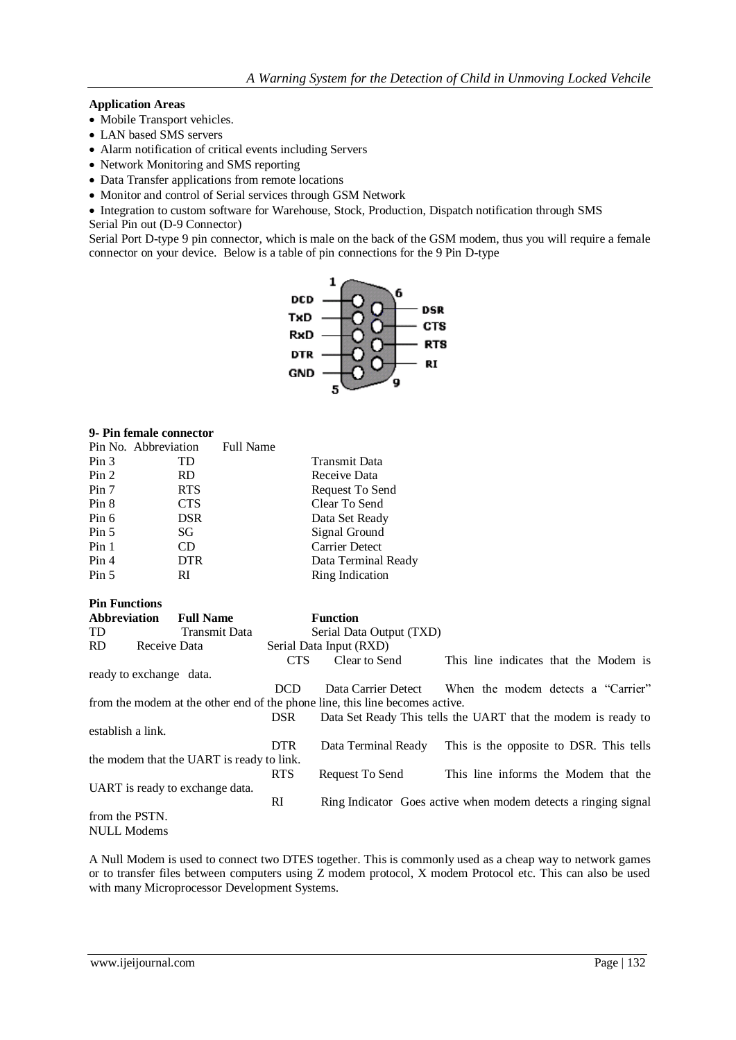**Application Areas**

- Mobile Transport vehicles.
- LAN based SMS servers
- Alarm notification of critical events including Servers
- Network Monitoring and SMS reporting
- Data Transfer applications from remote locations
- Monitor and control of Serial services through GSM Network
- Integration to custom software for Warehouse, Stock, Production, Dispatch notification through SMS

Serial Pin out (D-9 Connector)

Serial Port D-type 9 pin connector, which is male on the back of the GSM modem, thus you will require a female connector on your device. Below is a table of pin connections for the 9 Pin D-type

**9- Pin female connector**

| Pin No. | Abbreviation | Full Name |
|---|---|---|
| Pin 3 | TD | Transmit Data |
| Pin 2 | RD | Receive Data |
| Pin 7 | RTS | Request To Send |
| Pin 8 | CTS | Clear To Send |
| Pin 6 | DSR | Data Set Ready |
| Pin 5 | SG | Signal Ground |
| Pin 1 | CD | Carrier Detect |
| Pin 4 | DTR | Data Terminal Ready |
| Pin 5 | RI | Ring Indication |

**Pin Functions**

| Abbreviation | Full Name | Function |
|---|---|---|
| TD | Transmit Data | Serial Data Output (TXD) |
| RD | Receive Data | Serial Data Input (RXD) |
| CTS | Clear to Send | This line indicates that the Modem is ready to exchange data. |
| DCD | Data Carrier Detect | When the modem detects a "Carrier" from the modem at the other end of the phone line, this line becomes active. |
| DSR | Data Set Ready | This tells the UART that the modem is ready to establish a link. |
| DTR | Data Terminal Ready | This is the opposite to DSR. This tells the modem that the UART is ready to link. |
| RTS | Request To Send | This line informs the Modem that the UART is ready to exchange data. |
| RI | Ring Indicator | Goes active when modem detects a ringing signal from the PSTN. |

NULL Modems

A Null Modem is used to connect two DTES together. This is commonly used as a cheap way to network games or to transfer files between computers using Z modem protocol, X modem Protocol etc. This can also be used with many Microprocessor Development Systems.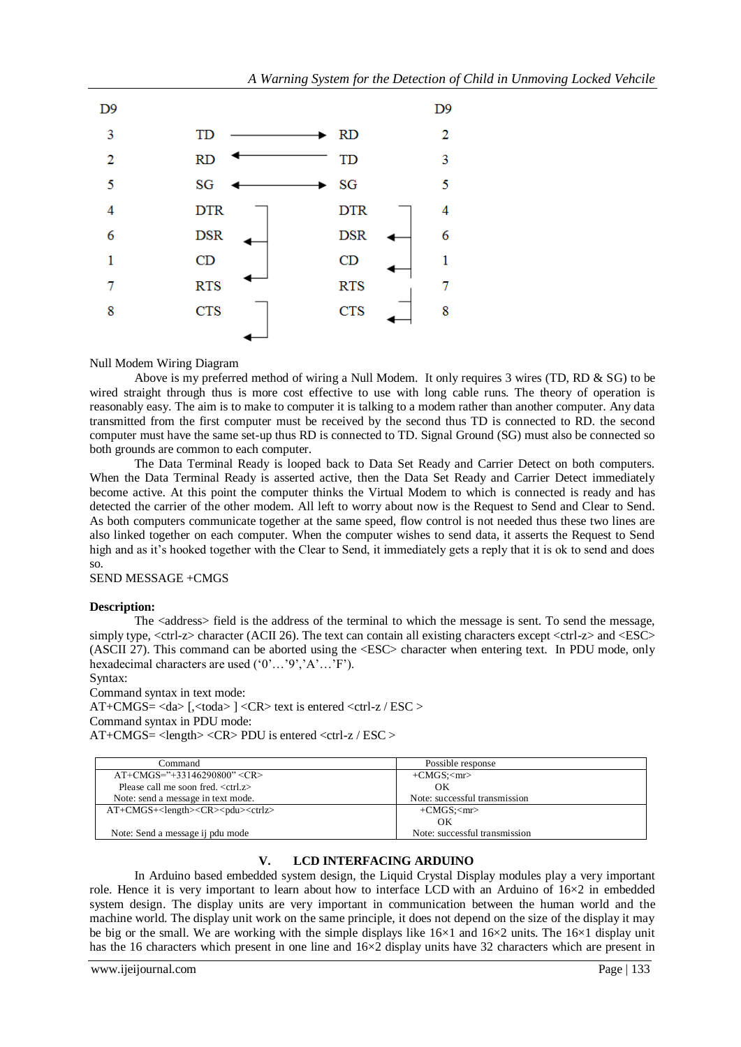| D9 | | | D9 |
|---|---|---|---|
| 3 | TD → | RD | 2 |
| 2 | RD ← | TD | 3 |
| 5 | SG ↔ | SG | 5 |
| 4 | DTR | DTR | 4 |
| 6 | DSR | DSR | 6 |
| 1 | CD | CD | 1 |
| 7 | RTS | RTS | 7 |
| 8 | CTS | CTS | 8 |

Null Modem Wiring Diagram

Above is my preferred method of wiring a Null Modem. It only requires 3 wires (TD, RD & SG) to be wired straight through thus is more cost effective to use with long cable runs. The theory of operation is reasonably easy. The aim is to make to computer it is talking to a modem rather than another computer. Any data transmitted from the first computer must be received by the second thus TD is connected to RD. the second computer must have the same set-up thus RD is connected to TD. Signal Ground (SG) must also be connected so both grounds are common to each computer.

The Data Terminal Ready is looped back to Data Set Ready and Carrier Detect on both computers. When the Data Terminal Ready is asserted active, then the Data Set Ready and Carrier Detect immediately become active. At this point the computer thinks the Virtual Modem to which is connected is ready and has detected the carrier of the other modem. All left to worry about now is the Request to Send and Clear to Send. As both computers communicate together at the same speed, flow control is not needed thus these two lines are also linked together on each computer. When the computer wishes to send data, it asserts the Request to Send high and as it's hooked together with the Clear to Send, it immediately gets a reply that it is ok to send and does so.

SEND MESSAGE +CMGS

**Description:**

The <address> field is the address of the terminal to which the message is sent. To send the message, simply type, <ctrl-z> character (ACII 26). The text can contain all existing characters except <ctrl-z> and <ESC> (ASCII 27). This command can be aborted using the <ESC> character when entering text. In PDU mode, only hexadecimal characters are used ('0'…'9','A'…'F').

Syntax:

Command syntax in text mode:

AT+CMGS= <da> [,<toda> ] <CR> text is entered <ctrl-z / ESC >

Command syntax in PDU mode:

AT+CMGS= <length> <CR> PDU is entered <ctrl-z / ESC >

| Command | Possible response |
|---|---|
| AT+CMGS="+33146290800" <CR> Please call me soon fred. <ctrl.z> Note: send a message in text mode. | +CMGS;<mr> OK Note: successful transmission |
| AT+CMGS+<length><CR><pdu><ctrlz> Note: Send a message ij pdu mode | +CMGS;<mr> OK Note: successful transmission |

## V. LCD INTERFACING ARDUINO

In Arduino based embedded system design, the Liquid Crystal Display modules play a very important role. Hence it is very important to learn about how to interface LCD with an Arduino of 16×2 in embedded system design. The display units are very important in communication between the human world and the machine world. The display unit work on the same principle, it does not depend on the size of the display it may be big or the small. We are working with the simple displays like 16×1 and 16×2 units. The 16×1 display unit has the 16 characters which present in one line and 16×2 display units have 32 characters which are present in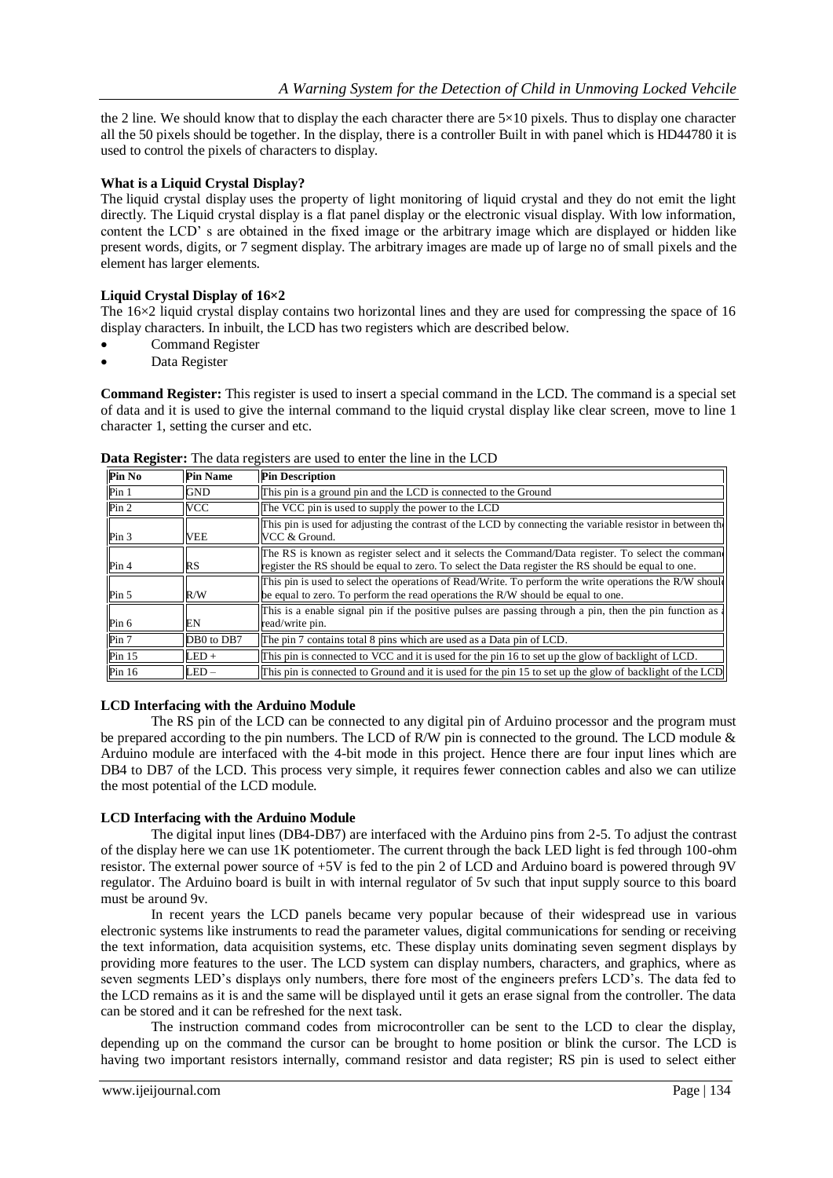the 2 line. We should know that to display the each character there are $5 \times 10$ pixels. Thus to display one character all the 50 pixels should be together. In the display, there is a controller Built in with panel which is HD44780 it is used to control the pixels of characters to display.

**What is a Liquid Crystal Display?**

The liquid crystal display uses the property of light monitoring of liquid crystal and they do not emit the light directly. The Liquid crystal display is a flat panel display or the electronic visual display. With low information, content the LCD' s are obtained in the fixed image or the arbitrary image which are displayed or hidden like present words, digits, or 7 segment display. The arbitrary images are made up of large no of small pixels and the element has larger elements.

**Liquid Crystal Display of 16×2**

The 16×2 liquid crystal display contains two horizontal lines and they are used for compressing the space of 16 display characters. In inbuilt, the LCD has two registers which are described below.

- Command Register
- Data Register

**Command Register:** This register is used to insert a special command in the LCD. The command is a special set of data and it is used to give the internal command to the liquid crystal display like clear screen, move to line 1 character 1, setting the curser and etc.

**Data Register:** The data registers are used to enter the line in the LCD

| Pin No | Pin Name | Pin Description |
|---|---|---|
| Pin 1 | GND | This pin is a ground pin and the LCD is connected to the Ground |
| Pin 2 | VCC | The VCC pin is used to supply the power to the LCD |
| Pin 3 | VEE | This pin is used for adjusting the contrast of the LCD by connecting the variable resistor in between the VCC & Ground. |
| Pin 4 | RS | The RS is known as register select and it selects the Command/Data register. To select the command register the RS should be equal to zero. To select the Data register the RS should be equal to one. |
| Pin 5 | R/W | This pin is used to select the operations of Read/Write. To perform the write operations the R/W should be equal to zero. To perform the read operations the R/W should be equal to one. |
| Pin 6 | EN | This is a enable signal pin if the positive pulses are passing through a pin, then the pin function as a read/write pin. |
| Pin 7 | DB0 to DB7 | The pin 7 contains total 8 pins which are used as a Data pin of LCD. |
| Pin 15 | LED + | This pin is connected to VCC and it is used for the pin 16 to set up the glow of backlight of LCD. |
| Pin 16 | LED – | This pin is connected to Ground and it is used for the pin 15 to set up the glow of backlight of the LCD |

**LCD Interfacing with the Arduino Module**

The RS pin of the LCD can be connected to any digital pin of Arduino processor and the program must be prepared according to the pin numbers. The LCD of R/W pin is connected to the ground. The LCD module & Arduino module are interfaced with the 4-bit mode in this project. Hence there are four input lines which are DB4 to DB7 of the LCD. This process very simple, it requires fewer connection cables and also we can utilize the most potential of the LCD module.

**LCD Interfacing with the Arduino Module**

The digital input lines (DB4-DB7) are interfaced with the Arduino pins from 2-5. To adjust the contrast of the display here we can use 1K potentiometer. The current through the back LED light is fed through 100-ohm resistor. The external power source of +5V is fed to the pin 2 of LCD and Arduino board is powered through 9V regulator. The Arduino board is built in with internal regulator of 5v such that input supply source to this board must be around 9v.

In recent years the LCD panels became very popular because of their widespread use in various electronic systems like instruments to read the parameter values, digital communications for sending or receiving the text information, data acquisition systems, etc. These display units dominating seven segment displays by providing more features to the user. The LCD system can display numbers, characters, and graphics, where as seven segments LED's displays only numbers, there fore most of the engineers prefers LCD's. The data fed to the LCD remains as it is and the same will be displayed until it gets an erase signal from the controller. The data can be stored and it can be refreshed for the next task.

The instruction command codes from microcontroller can be sent to the LCD to clear the display, depending up on the command the cursor can be brought to home position or blink the cursor. The LCD is having two important resistors internally, command resistor and data register; RS pin is used to select either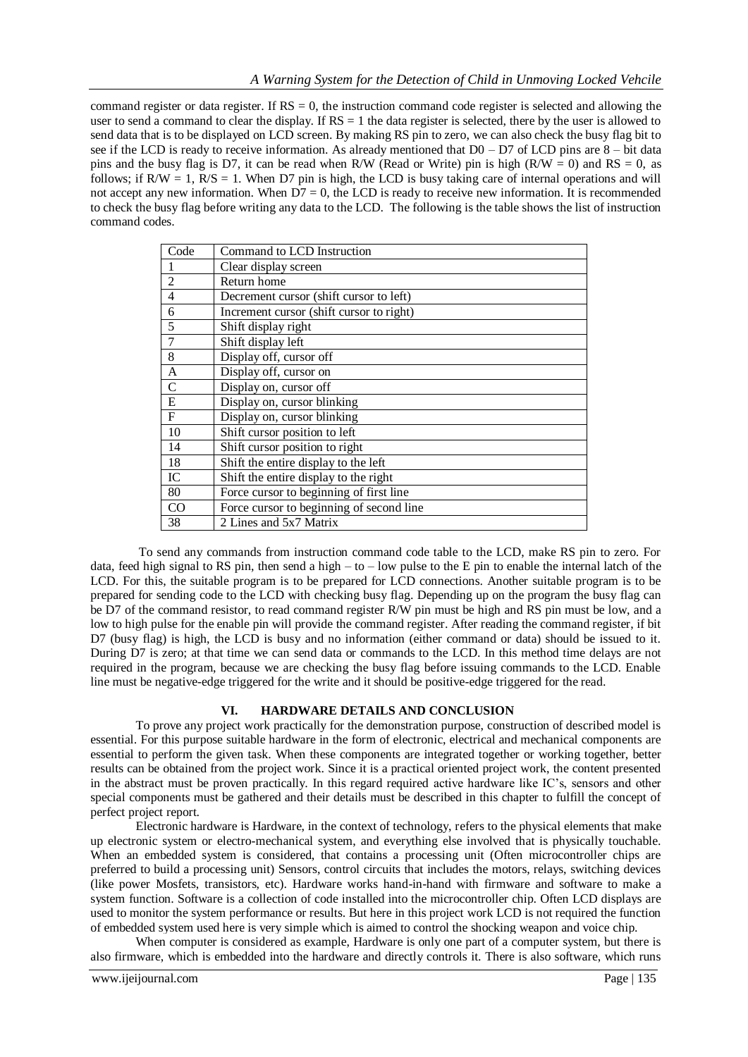command register or data register. If RS = 0, the instruction command code register is selected and allowing the user to send a command to clear the display. If RS = 1 the data register is selected, there by the user is allowed to send data that is to be displayed on LCD screen. By making RS pin to zero, we can also check the busy flag bit to see if the LCD is ready to receive information. As already mentioned that D0 – D7 of LCD pins are 8 – bit data pins and the busy flag is D7, it can be read when R/W (Read or Write) pin is high (R/W = 0) and RS = 0, as follows; if R/W = 1, R/S = 1. When D7 pin is high, the LCD is busy taking care of internal operations and will not accept any new information. When D7 = 0, the LCD is ready to receive new information. It is recommended to check the busy flag before writing any data to the LCD. The following is the table shows the list of instruction command codes.

| Code | Command to LCD Instruction |
|---|---|
| 1 | Clear display screen |
| 2 | Return home |
| 4 | Decrement cursor (shift cursor to left) |
| 6 | Increment cursor (shift cursor to right) |
| 5 | Shift display right |
| 7 | Shift display left |
| 8 | Display off, cursor off |
| A | Display off, cursor on |
| C | Display on, cursor off |
| E | Display on, cursor blinking |
| F | Display on, cursor blinking |
| 10 | Shift cursor position to left |
| 14 | Shift cursor position to right |
| 18 | Shift the entire display to the left |
| IC | Shift the entire display to the right |
| 80 | Force cursor to beginning of first line |
| CO | Force cursor to beginning of second line |
| 38 | 2 Lines and 5x7 Matrix |

To send any commands from instruction command code table to the LCD, make RS pin to zero. For data, feed high signal to RS pin, then send a high – to – low pulse to the E pin to enable the internal latch of the LCD. For this, the suitable program is to be prepared for LCD connections. Another suitable program is to be prepared for sending code to the LCD with checking busy flag. Depending up on the program the busy flag can be D7 of the command resistor, to read command register R/W pin must be high and RS pin must be low, and a low to high pulse for the enable pin will provide the command register. After reading the command register, if bit D7 (busy flag) is high, the LCD is busy and no information (either command or data) should be issued to it. During D7 is zero; at that time we can send data or commands to the LCD. In this method time delays are not required in the program, because we are checking the busy flag before issuing commands to the LCD. Enable line must be negative-edge triggered for the write and it should be positive-edge triggered for the read.

## VI. HARDWARE DETAILS AND CONCLUSION

To prove any project work practically for the demonstration purpose, construction of described model is essential. For this purpose suitable hardware in the form of electronic, electrical and mechanical components are essential to perform the given task. When these components are integrated together or working together, better results can be obtained from the project work. Since it is a practical oriented project work, the content presented in the abstract must be proven practically. In this regard required active hardware like IC's, sensors and other special components must be gathered and their details must be described in this chapter to fulfill the concept of perfect project report.

Electronic hardware is Hardware, in the context of technology, refers to the physical elements that make up electronic system or electro-mechanical system, and everything else involved that is physically touchable. When an embedded system is considered, that contains a processing unit (Often microcontroller chips are preferred to build a processing unit) Sensors, control circuits that includes the motors, relays, switching devices (like power Mosfets, transistors, etc). Hardware works hand-in-hand with firmware and software to make a system function. Software is a collection of code installed into the microcontroller chip. Often LCD displays are used to monitor the system performance or results. But here in this project work LCD is not required the function of embedded system used here is very simple which is aimed to control the shocking weapon and voice chip.

When computer is considered as example, Hardware is only one part of a computer system, but there is also firmware, which is embedded into the hardware and directly controls it. There is also software, which runs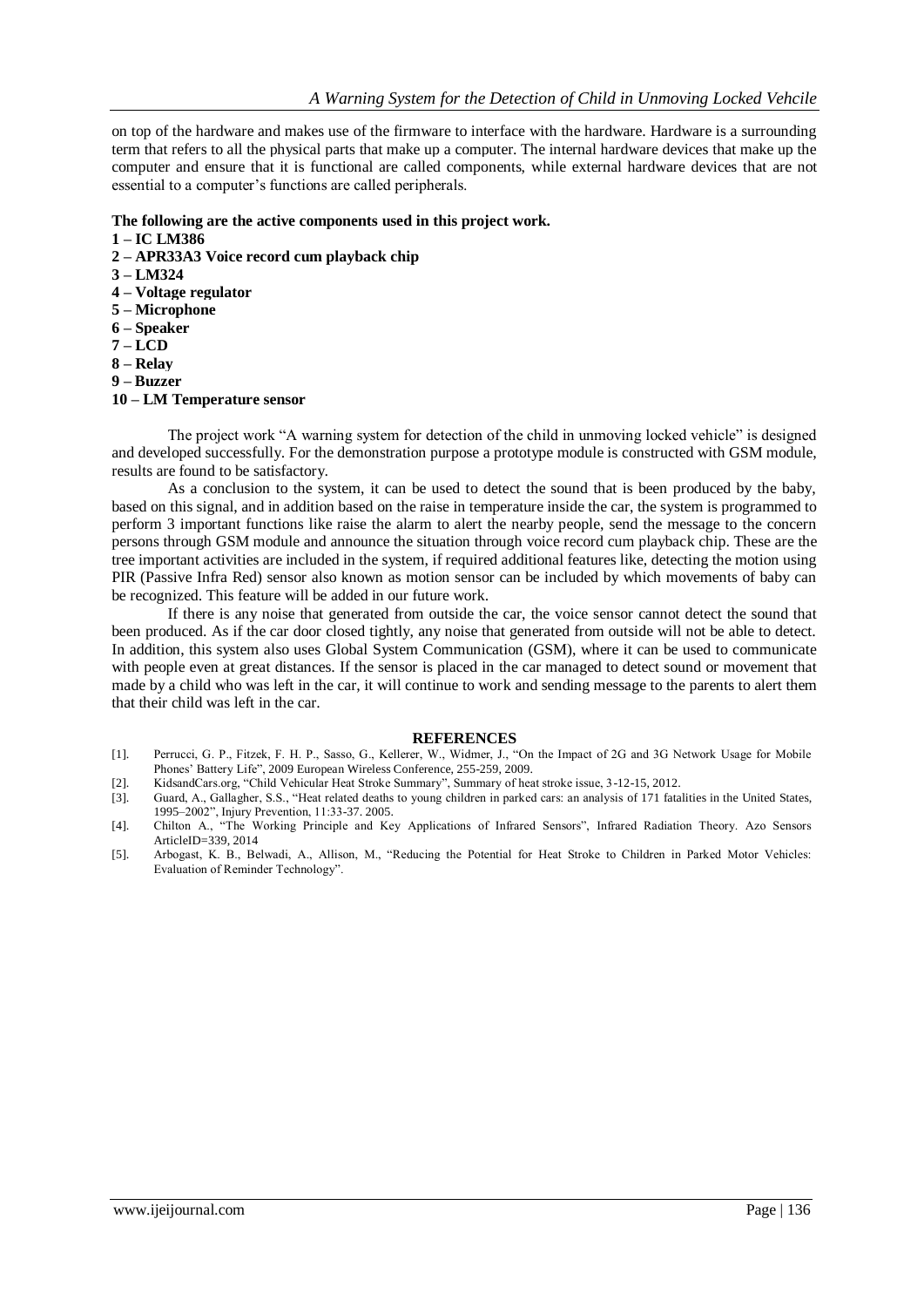on top of the hardware and makes use of the firmware to interface with the hardware. Hardware is a surrounding term that refers to all the physical parts that make up a computer. The internal hardware devices that make up the computer and ensure that it is functional are called components, while external hardware devices that are not essential to a computer's functions are called peripherals.

**The following are the active components used in this project work.**

**1 – IC LM386**
**2 – APR33A3 Voice record cum playback chip**
**3 – LM324**
**4 – Voltage regulator**
**5 – Microphone**
**6 – Speaker**
**7 – LCD**
**8 – Relay**
**9 – Buzzer**
**10 – LM Temperature sensor**

The project work "A warning system for detection of the child in unmoving locked vehicle" is designed and developed successfully. For the demonstration purpose a prototype module is constructed with GSM module, results are found to be satisfactory.

As a conclusion to the system, it can be used to detect the sound that is been produced by the baby, based on this signal, and in addition based on the raise in temperature inside the car, the system is programmed to perform 3 important functions like raise the alarm to alert the nearby people, send the message to the concern persons through GSM module and announce the situation through voice record cum playback chip. These are the tree important activities are included in the system, if required additional features like, detecting the motion using PIR (Passive Infra Red) sensor also known as motion sensor can be included by which movements of baby can be recognized. This feature will be added in our future work.

If there is any noise that generated from outside the car, the voice sensor cannot detect the sound that been produced. As if the car door closed tightly, any noise that generated from outside will not be able to detect. In addition, this system also uses Global System Communication (GSM), where it can be used to communicate with people even at great distances. If the sensor is placed in the car managed to detect sound or movement that made by a child who was left in the car, it will continue to work and sending message to the parents to alert them that their child was left in the car.

## REFERENCES

[1]. Perrucci, G. P., Fitzek, F. H. P., Sasso, G., Kellerer, W., Widmer, J., "On the Impact of 2G and 3G Network Usage for Mobile Phones' Battery Life", 2009 European Wireless Conference, 255-259, 2009.

[2]. KidsandCars.org, "Child Vehicular Heat Stroke Summary", Summary of heat stroke issue, 3-12-15, 2012.

[3]. Guard, A., Gallagher, S.S., "Heat related deaths to young children in parked cars: an analysis of 171 fatalities in the United States, 1995–2002", Injury Prevention, 11:33-37. 2005.

[4]. Chilton A., "The Working Principle and Key Applications of Infrared Sensors", Infrared Radiation Theory. Azo Sensors ArticleID=339, 2014

[5]. Arbogast, K. B., Belwadi, A., Allison, M., "Reducing the Potential for Heat Stroke to Children in Parked Motor Vehicles: Evaluation of Reminder Technology".